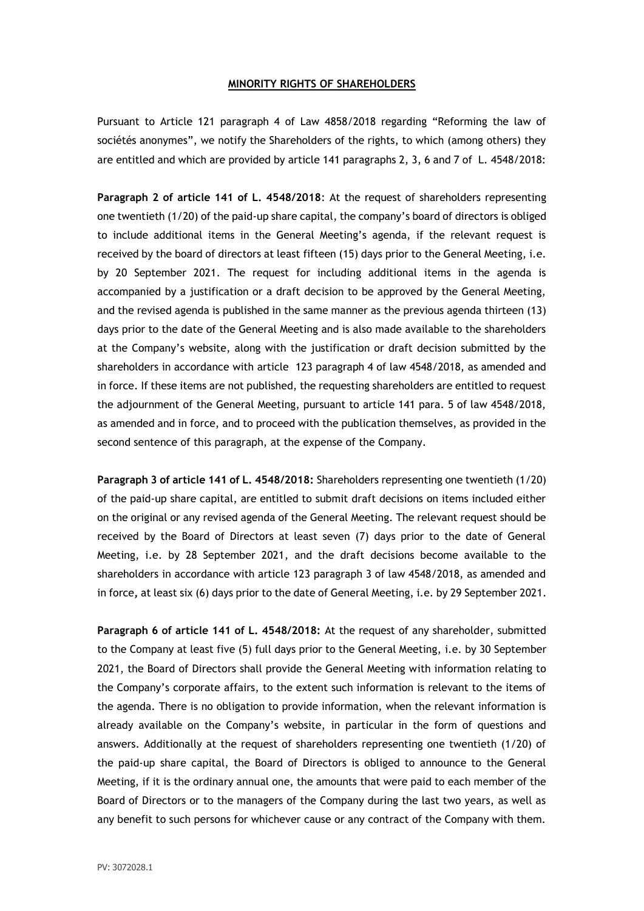**MINORITY RIGHTS OF SHAREHOLDERS**

Pursuant to Article 121 paragraph 4 of Law 4858/2018 regarding "Reforming the law of sociétés anonymes", we notify the Shareholders of the rights, to which (among others) they are entitled and which are provided by article 141 paragraphs 2, 3, 6 and 7 of L. 4548/2018:

**Paragraph 2 of article 141 of L. 4548/2018**: At the request of shareholders representing one twentieth (1/20) of the paid-up share capital, the company's board of directors is obliged to include additional items in the General Meeting's agenda, if the relevant request is received by the board of directors at least fifteen (15) days prior to the General Meeting, i.e. by 20 September 2021. The request for including additional items in the agenda is accompanied by a justification or a draft decision to be approved by the General Meeting, and the revised agenda is published in the same manner as the previous agenda thirteen (13) days prior to the date of the General Meeting and is also made available to the shareholders at the Company's website, along with the justification or draft decision submitted by the shareholders in accordance with article 123 paragraph 4 of law 4548/2018, as amended and in force. If these items are not published, the requesting shareholders are entitled to request the adjournment of the General Meeting, pursuant to article 141 para. 5 of law 4548/2018, as amended and in force, and to proceed with the publication themselves, as provided in the second sentence of this paragraph, at the expense of the Company.

**Paragraph 3 of article 141 of L. 4548/2018:** Shareholders representing one twentieth (1/20) of the paid-up share capital, are entitled to submit draft decisions on items included either on the original or any revised agenda of the General Meeting. The relevant request should be received by the Board of Directors at least seven (7) days prior to the date of General Meeting, i.e. by 28 September 2021, and the draft decisions become available to the shareholders in accordance with article 123 paragraph 3 of law 4548/2018, as amended and in force**,** at least six (6) days prior to the date of General Meeting, i.e. by 29 September 2021.

**Paragraph 6 of article 141 of L. 4548/2018:** At the request of any shareholder, submitted to the Company at least five (5) full days prior to the General Meeting, i.e. by 30 September 2021, the Board of Directors shall provide the General Meeting with information relating to the Company's corporate affairs, to the extent such information is relevant to the items of the agenda. There is no obligation to provide information, when the relevant information is already available on the Company's website, in particular in the form of questions and answers. Additionally at the request of shareholders representing one twentieth (1/20) of the paid-up share capital, the Board of Directors is obliged to announce to the General Meeting, if it is the ordinary annual one, the amounts that were paid to each member of the Board of Directors or to the managers of the Company during the last two years, as well as any benefit to such persons for whichever cause or any contract of the Company with them.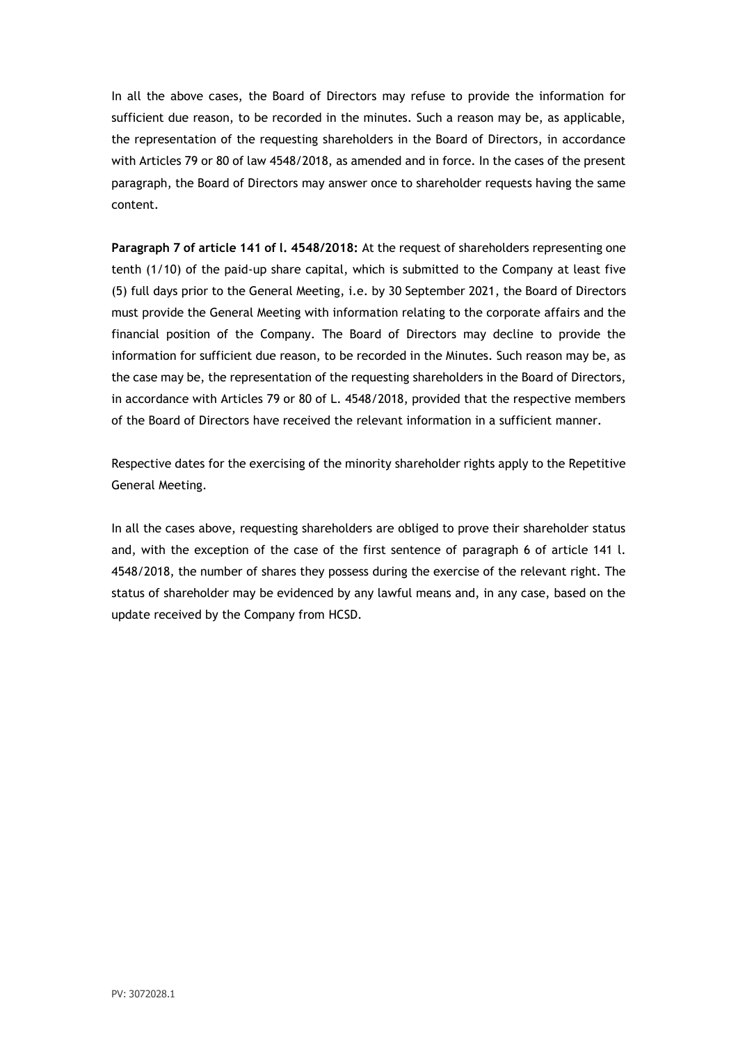In all the above cases, the Board of Directors may refuse to provide the information for sufficient due reason, to be recorded in the minutes. Such a reason may be, as applicable, the representation of the requesting shareholders in the Board of Directors, in accordance with Articles 79 or 80 of law 4548/2018, as amended and in force. In the cases of the present paragraph, the Board of Directors may answer once to shareholder requests having the same content.

**Paragraph 7 of article 141 of l. 4548/2018:** At the request of shareholders representing one tenth (1/10) of the paid-up share capital, which is submitted to the Company at least five (5) full days prior to the General Meeting, i.e. by 30 September 2021, the Board of Directors must provide the General Meeting with information relating to the corporate affairs and the financial position of the Company. The Board of Directors may decline to provide the information for sufficient due reason, to be recorded in the Minutes. Such reason may be, as the case may be, the representation of the requesting shareholders in the Board of Directors, in accordance with Articles 79 or 80 of L. 4548/2018, provided that the respective members of the Board of Directors have received the relevant information in a sufficient manner.

Respective dates for the exercising of the minority shareholder rights apply to the Repetitive General Meeting.

In all the cases above, requesting shareholders are obliged to prove their shareholder status and, with the exception of the case of the first sentence of paragraph 6 of article 141 l. 4548/2018, the number of shares they possess during the exercise of the relevant right. The status of shareholder may be evidenced by any lawful means and, in any case, based on the update received by the Company from HCSD.

PV: 3072028.1